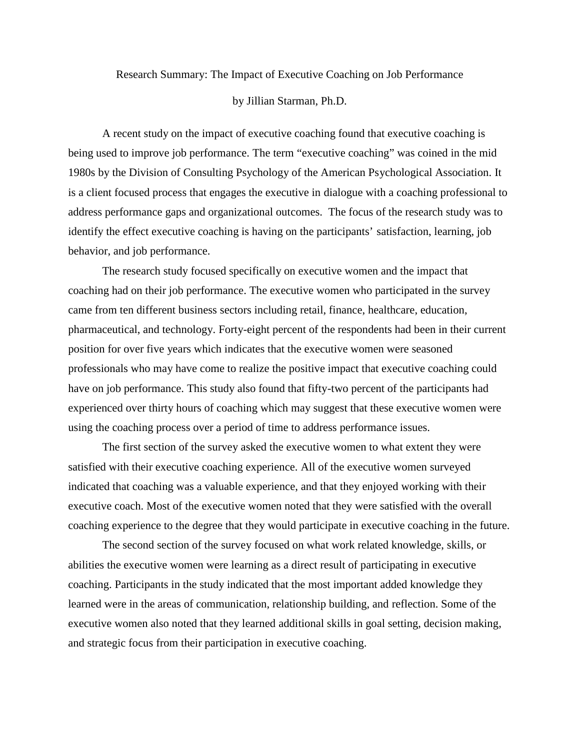# Research Summary: The Impact of Executive Coaching on Job Performance

by Jillian Starman, Ph.D.

A recent study on the impact of executive coaching found that executive coaching is being used to improve job performance. The term "executive coaching" was coined in the mid 1980s by the Division of Consulting Psychology of the American Psychological Association. It is a client focused process that engages the executive in dialogue with a coaching professional to address performance gaps and organizational outcomes. The focus of the research study was to identify the effect executive coaching is having on the participants' satisfaction, learning, job behavior, and job performance.

The research study focused specifically on executive women and the impact that coaching had on their job performance. The executive women who participated in the survey came from ten different business sectors including retail, finance, healthcare, education, pharmaceutical, and technology. Forty-eight percent of the respondents had been in their current position for over five years which indicates that the executive women were seasoned professionals who may have come to realize the positive impact that executive coaching could have on job performance. This study also found that fifty-two percent of the participants had experienced over thirty hours of coaching which may suggest that these executive women were using the coaching process over a period of time to address performance issues.

The first section of the survey asked the executive women to what extent they were satisfied with their executive coaching experience. All of the executive women surveyed indicated that coaching was a valuable experience, and that they enjoyed working with their executive coach. Most of the executive women noted that they were satisfied with the overall coaching experience to the degree that they would participate in executive coaching in the future.

The second section of the survey focused on what work related knowledge, skills, or abilities the executive women were learning as a direct result of participating in executive coaching. Participants in the study indicated that the most important added knowledge they learned were in the areas of communication, relationship building, and reflection. Some of the executive women also noted that they learned additional skills in goal setting, decision making, and strategic focus from their participation in executive coaching.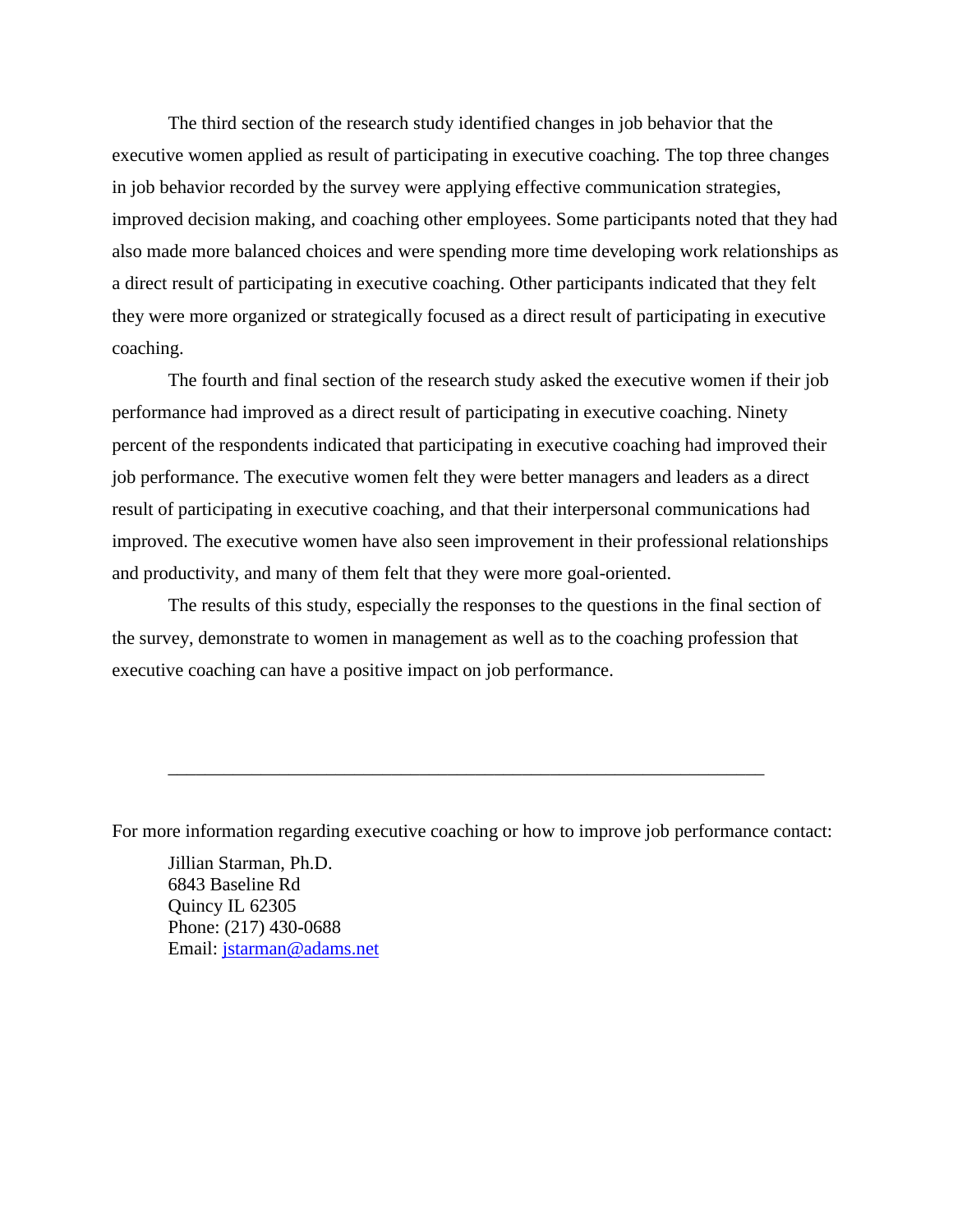The third section of the research study identified changes in job behavior that the executive women applied as result of participating in executive coaching. The top three changes in job behavior recorded by the survey were applying effective communication strategies, improved decision making, and coaching other employees. Some participants noted that they had also made more balanced choices and were spending more time developing work relationships as a direct result of participating in executive coaching. Other participants indicated that they felt they were more organized or strategically focused as a direct result of participating in executive coaching.

The fourth and final section of the research study asked the executive women if their job performance had improved as a direct result of participating in executive coaching. Ninety percent of the respondents indicated that participating in executive coaching had improved their job performance. The executive women felt they were better managers and leaders as a direct result of participating in executive coaching, and that their interpersonal communications had improved. The executive women have also seen improvement in their professional relationships and productivity, and many of them felt that they were more goal-oriented.

The results of this study, especially the responses to the questions in the final section of the survey, demonstrate to women in management as well as to the coaching profession that executive coaching can have a positive impact on job performance.

---

For more information regarding executive coaching or how to improve job performance contact:

Jillian Starman, Ph.D.
6843 Baseline Rd
Quincy IL 62305
Phone: (217) 430-0688
Email: jstarman@adams.net